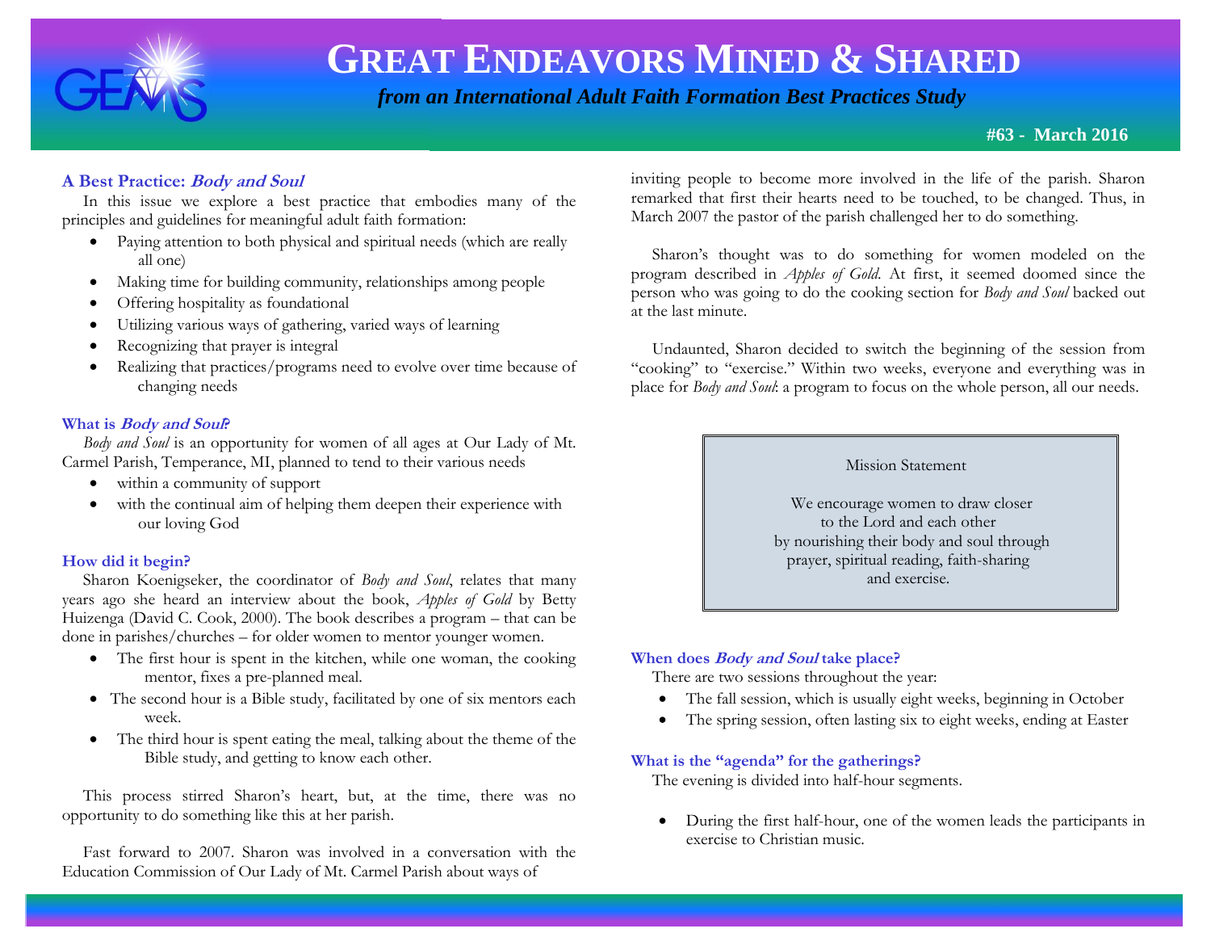# GREAT ENDEAVORS MINED & SHARED

*from an International Adult Faith Formation Best Practices Study*

**#63 - March 2016**

### A Best Practice: *Body and Soul*

In this issue we explore a best practice that embodies many of the principles and guidelines for meaningful adult faith formation:

- Paying attention to both physical and spiritual needs (which are really all one)
- Making time for building community, relationships among people
- Offering hospitality as foundational
- Utilizing various ways of gathering, varied ways of learning
- Recognizing that prayer is integral
- Realizing that practices/programs need to evolve over time because of changing needs

### What is *Body and Soul*?

*Body and Soul* is an opportunity for women of all ages at Our Lady of Mt. Carmel Parish, Temperance, MI, planned to tend to their various needs

- within a community of support
- with the continual aim of helping them deepen their experience with our loving God

### How did it begin?

Sharon Koenigseker, the coordinator of *Body and Soul*, relates that many years ago she heard an interview about the book, *Apples of Gold* by Betty Huizenga (David C. Cook, 2000). The book describes a program – that can be done in parishes/churches – for older women to mentor younger women.

- The first hour is spent in the kitchen, while one woman, the cooking mentor, fixes a pre-planned meal.
- The second hour is a Bible study, facilitated by one of six mentors each week.
- The third hour is spent eating the meal, talking about the theme of the Bible study, and getting to know each other.

This process stirred Sharon's heart, but, at the time, there was no opportunity to do something like this at her parish.

Fast forward to 2007. Sharon was involved in a conversation with the Education Commission of Our Lady of Mt. Carmel Parish about ways of inviting people to become more involved in the life of the parish. Sharon remarked that first their hearts need to be touched, to be changed. Thus, in March 2007 the pastor of the parish challenged her to do something.

Sharon's thought was to do something for women modeled on the program described in *Apples of Gold*. At first, it seemed doomed since the person who was going to do the cooking section for *Body and Soul* backed out at the last minute.

Undaunted, Sharon decided to switch the beginning of the session from "cooking" to "exercise." Within two weeks, everyone and everything was in place for *Body and Soul*: a program to focus on the whole person, all our needs.

> Mission Statement
>
> We encourage women to draw closer to the Lord and each other by nourishing their body and soul through prayer, spiritual reading, faith-sharing and exercise.

### When does *Body and Soul* take place?

There are two sessions throughout the year:

- The fall session, which is usually eight weeks, beginning in October
- The spring session, often lasting six to eight weeks, ending at Easter

### What is the "agenda" for the gatherings?

The evening is divided into half-hour segments.

- During the first half-hour, one of the women leads the participants in exercise to Christian music.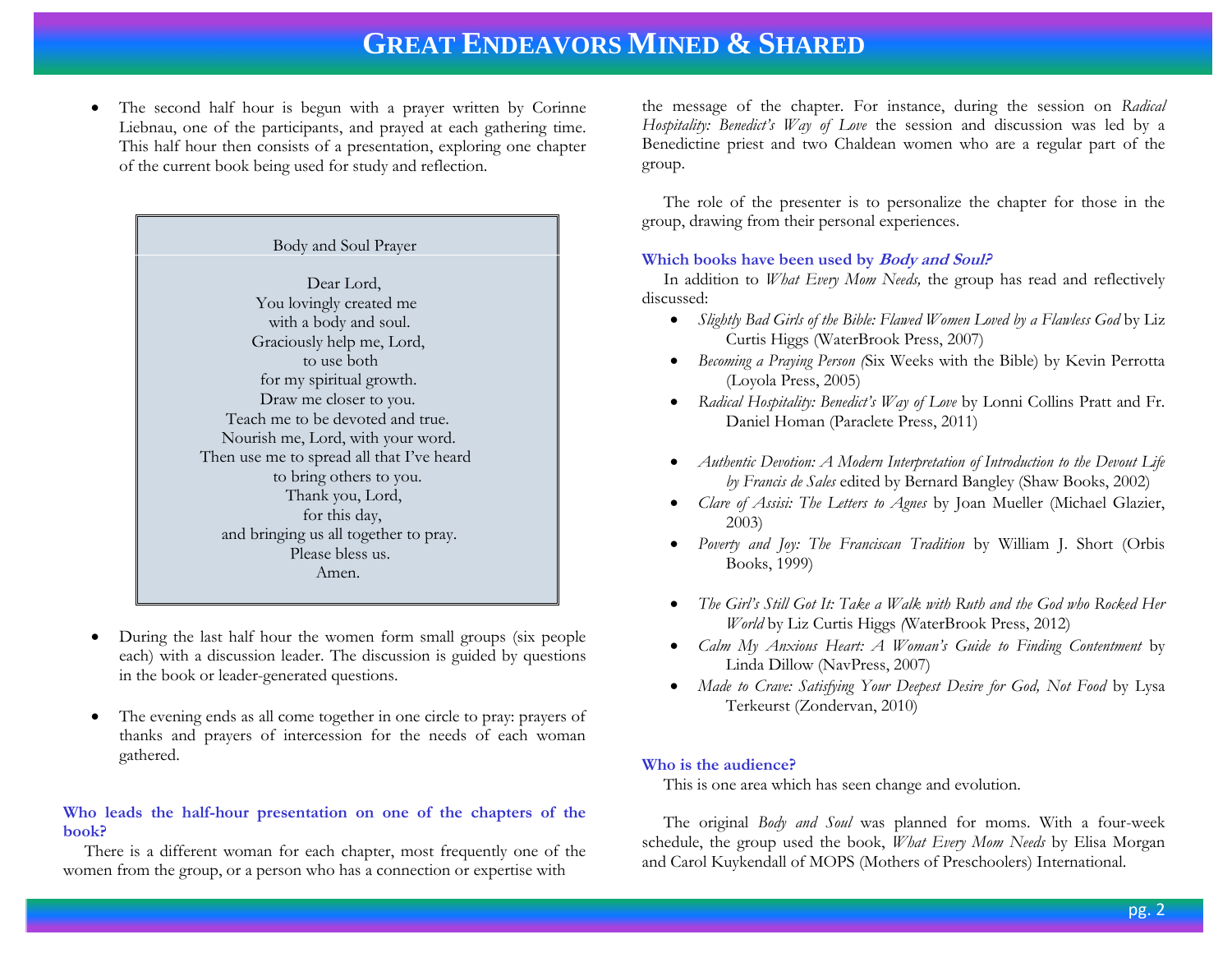- The second half hour is begun with a prayer written by Corinne Liebnau, one of the participants, and prayed at each gathering time. This half hour then consists of a presentation, exploring one chapter of the current book being used for study and reflection.

> Body and Soul Prayer
>
> Dear Lord,
> You lovingly created me
> with a body and soul.
> Graciously help me, Lord,
> to use both
> for my spiritual growth.
> Draw me closer to you.
> Teach me to be devoted and true.
> Nourish me, Lord, with your word.
> Then use me to spread all that I've heard
> to bring others to you.
> Thank you, Lord,
> for this day,
> and bringing us all together to pray.
> Please bless us.
> Amen.

- During the last half hour the women form small groups (six people each) with a discussion leader. The discussion is guided by questions in the book or leader-generated questions.

- The evening ends as all come together in one circle to pray: prayers of thanks and prayers of intercession for the needs of each woman gathered.

### Who leads the half-hour presentation on one of the chapters of the book?

There is a different woman for each chapter, most frequently one of the women from the group, or a person who has a connection or expertise with the message of the chapter. For instance, during the session on *Radical Hospitality: Benedict's Way of Love* the session and discussion was led by a Benedictine priest and two Chaldean women who are a regular part of the group.

The role of the presenter is to personalize the chapter for those in the group, drawing from their personal experiences.

### Which books have been used by *Body and Soul?*

In addition to *What Every Mom Needs,* the group has read and reflectively discussed:

- *Slightly Bad Girls of the Bible: Flawed Women Loved by a Flawless God* by Liz Curtis Higgs (WaterBrook Press, 2007)
- *Becoming a Praying Person (*Six Weeks with the Bible) by Kevin Perrotta (Loyola Press, 2005)
- *Radical Hospitality: Benedict's Way of Love* by Lonni Collins Pratt and Fr. Daniel Homan (Paraclete Press, 2011)

- *Authentic Devotion: A Modern Interpretation of Introduction to the Devout Life by Francis de Sales* edited by Bernard Bangley (Shaw Books, 2002)
- *Clare of Assisi: The Letters to Agnes* by Joan Mueller (Michael Glazier, 2003)
- *Poverty and Joy: The Franciscan Tradition* by William J. Short (Orbis Books, 1999)

- *The Girl's Still Got It: Take a Walk with Ruth and the God who Rocked Her World* by Liz Curtis Higgs *(*WaterBrook Press, 2012)
- *Calm My Anxious Heart: A Woman's Guide to Finding Contentment* by Linda Dillow (NavPress, 2007)
- *Made to Crave: Satisfying Your Deepest Desire for God, Not Food* by Lysa Terkeurst (Zondervan, 2010)

### Who is the audience?

This is one area which has seen change and evolution.

The original *Body and Soul* was planned for moms. With a four-week schedule, the group used the book, *What Every Mom Needs* by Elisa Morgan and Carol Kuykendall of MOPS (Mothers of Preschoolers) International.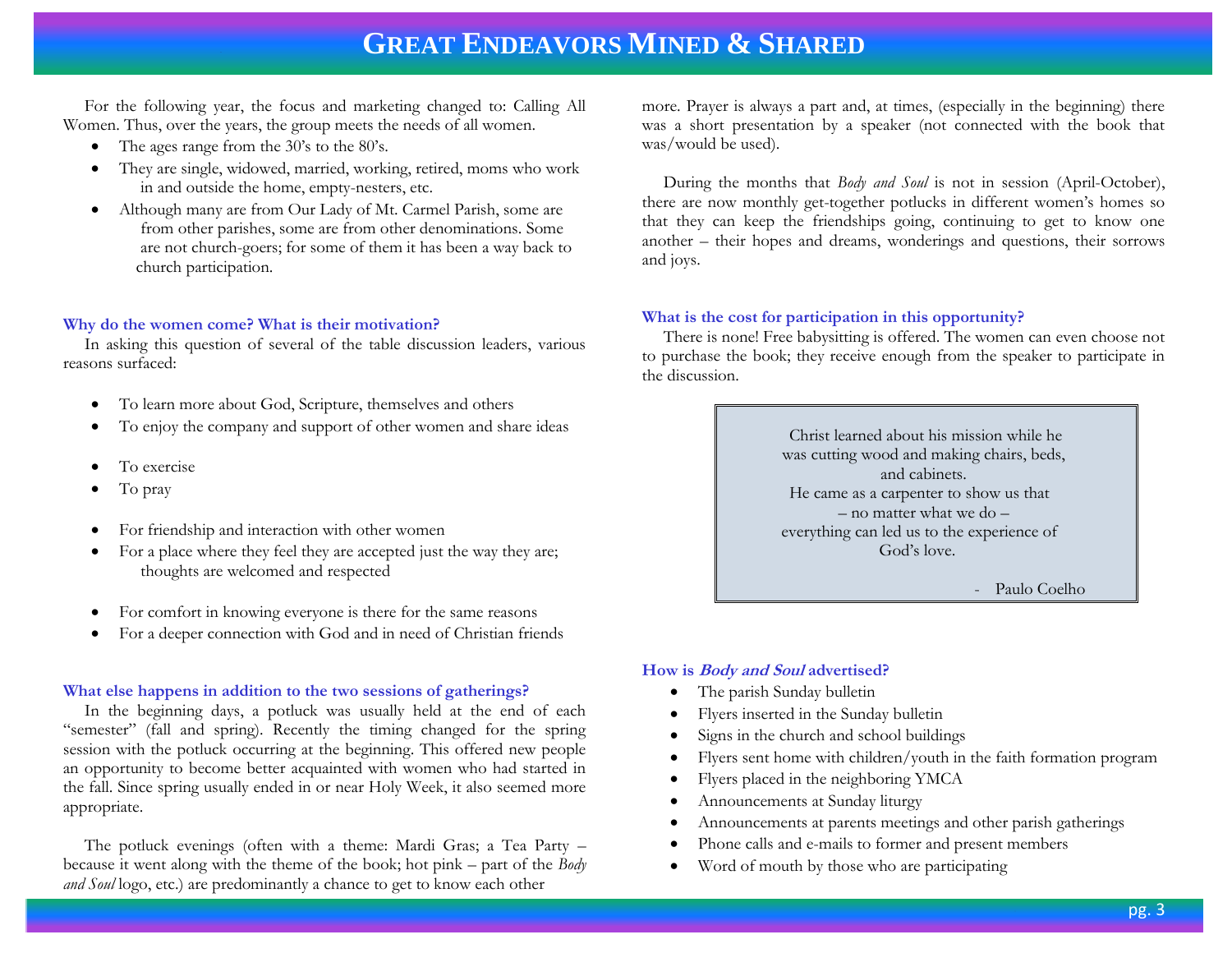For the following year, the focus and marketing changed to: Calling All Women. Thus, over the years, the group meets the needs of all women.

- The ages range from the 30's to the 80's.
- They are single, widowed, married, working, retired, moms who work in and outside the home, empty-nesters, etc.
- Although many are from Our Lady of Mt. Carmel Parish, some are from other parishes, some are from other denominations. Some are not church-goers; for some of them it has been a way back to church participation.

### Why do the women come? What is their motivation?

In asking this question of several of the table discussion leaders, various reasons surfaced:

- To learn more about God, Scripture, themselves and others
- To enjoy the company and support of other women and share ideas
- To exercise
- To pray
- For friendship and interaction with other women
- For a place where they feel they are accepted just the way they are; thoughts are welcomed and respected
- For comfort in knowing everyone is there for the same reasons
- For a deeper connection with God and in need of Christian friends

### What else happens in addition to the two sessions of gatherings?

In the beginning days, a potluck was usually held at the end of each "semester" (fall and spring). Recently the timing changed for the spring session with the potluck occurring at the beginning. This offered new people an opportunity to become better acquainted with women who had started in the fall. Since spring usually ended in or near Holy Week, it also seemed more appropriate.

The potluck evenings (often with a theme: Mardi Gras; a Tea Party – because it went along with the theme of the book; hot pink – part of the *Body and Soul* logo, etc.) are predominantly a chance to get to know each other more. Prayer is always a part and, at times, (especially in the beginning) there was a short presentation by a speaker (not connected with the book that was/would be used).

During the months that *Body and Soul* is not in session (April-October), there are now monthly get-together potlucks in different women's homes so that they can keep the friendships going, continuing to get to know one another – their hopes and dreams, wonderings and questions, their sorrows and joys.

### What is the cost for participation in this opportunity?

There is none! Free babysitting is offered. The women can even choose not to purchase the book; they receive enough from the speaker to participate in the discussion.

> Christ learned about his mission while he was cutting wood and making chairs, beds, and cabinets.
> He came as a carpenter to show us that – no matter what we do – everything can led us to the experience of God's love.
>
> \- Paulo Coelho

### How is *Body and Soul* advertised?

- The parish Sunday bulletin
- Flyers inserted in the Sunday bulletin
- Signs in the church and school buildings
- Flyers sent home with children/youth in the faith formation program
- Flyers placed in the neighboring YMCA
- Announcements at Sunday liturgy
- Announcements at parents meetings and other parish gatherings
- Phone calls and e-mails to former and present members
- Word of mouth by those who are participating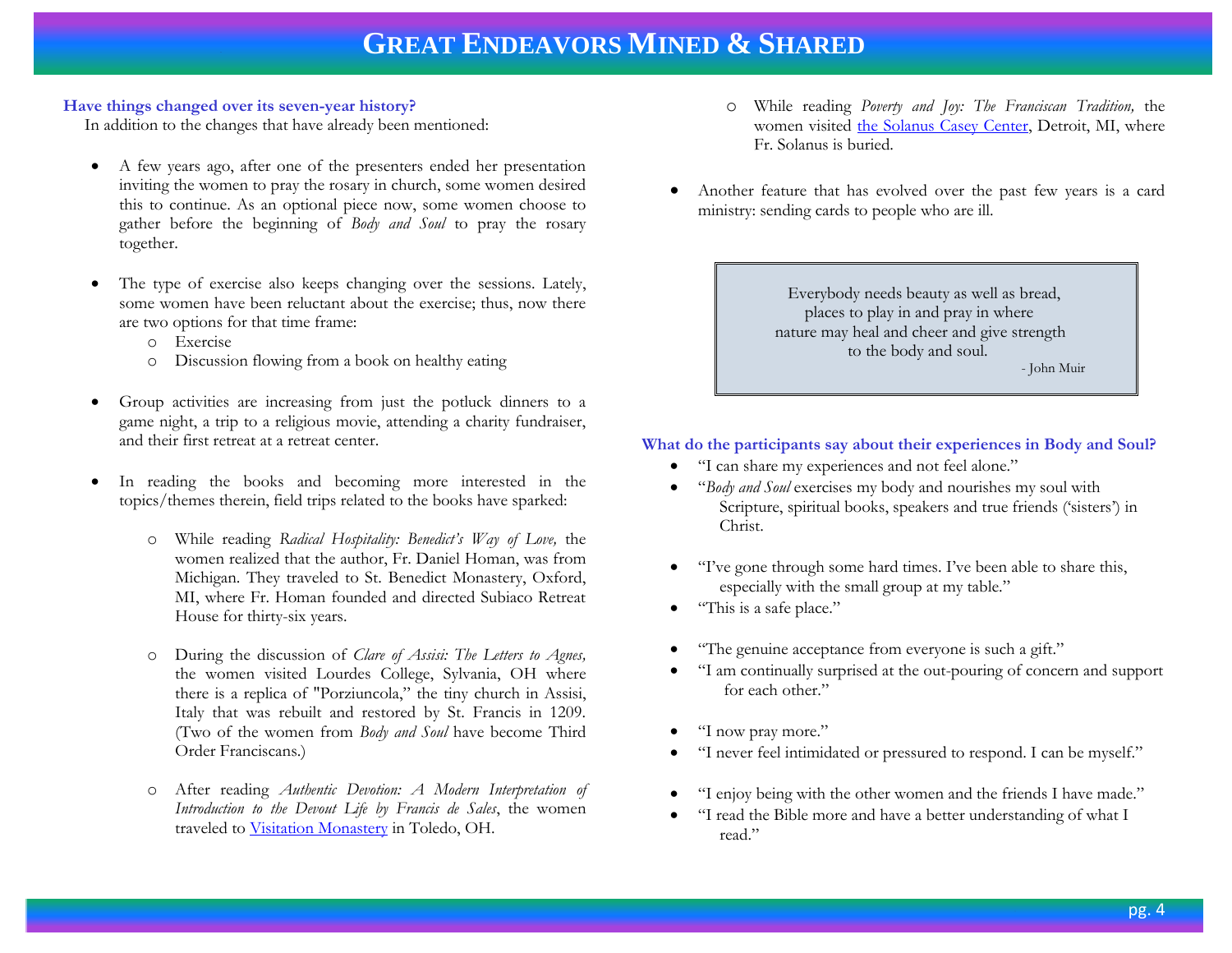### Have things changed over its seven-year history?

In addition to the changes that have already been mentioned:

- A few years ago, after one of the presenters ended her presentation inviting the women to pray the rosary in church, some women desired this to continue. As an optional piece now, some women choose to gather before the beginning of *Body and Soul* to pray the rosary together.

- The type of exercise also keeps changing over the sessions. Lately, some women have been reluctant about the exercise; thus, now there are two options for that time frame:
  - Exercise
  - Discussion flowing from a book on healthy eating

- Group activities are increasing from just the potluck dinners to a game night, a trip to a religious movie, attending a charity fundraiser, and their first retreat at a retreat center.

- In reading the books and becoming more interested in the topics/themes therein, field trips related to the books have sparked:

  - While reading *Radical Hospitality: Benedict's Way of Love,* the women realized that the author, Fr. Daniel Homan, was from Michigan. They traveled to St. Benedict Monastery, Oxford, MI, where Fr. Homan founded and directed Subiaco Retreat House for thirty-six years.

  - During the discussion of *Clare of Assisi: The Letters to Agnes,* the women visited Lourdes College, Sylvania, OH where there is a replica of "Porziuncola," the tiny church in Assisi, Italy that was rebuilt and restored by St. Francis in 1209. (Two of the women from *Body and Soul* have become Third Order Franciscans.)

  - After reading *Authentic Devotion: A Modern Interpretation of Introduction to the Devout Life by Francis de Sales*, the women traveled to Visitation Monastery in Toledo, OH.

  - While reading *Poverty and Joy: The Franciscan Tradition,* the women visited the Solanus Casey Center, Detroit, MI, where Fr. Solanus is buried.

- Another feature that has evolved over the past few years is a card ministry: sending cards to people who are ill.

> Everybody needs beauty as well as bread,
> places to play in and pray in where
> nature may heal and cheer and give strength
> to the body and soul.
>
> \- John Muir

### What do the participants say about their experiences in Body and Soul?

- "I can share my experiences and not feel alone."
- "*Body and Soul* exercises my body and nourishes my soul with Scripture, spiritual books, speakers and true friends ('sisters') in Christ.

- "I've gone through some hard times. I've been able to share this, especially with the small group at my table."
- "This is a safe place."

- "The genuine acceptance from everyone is such a gift."
- "I am continually surprised at the out-pouring of concern and support for each other."

- "I now pray more."
- "I never feel intimidated or pressured to respond. I can be myself."

- "I enjoy being with the other women and the friends I have made."
- "I read the Bible more and have a better understanding of what I read."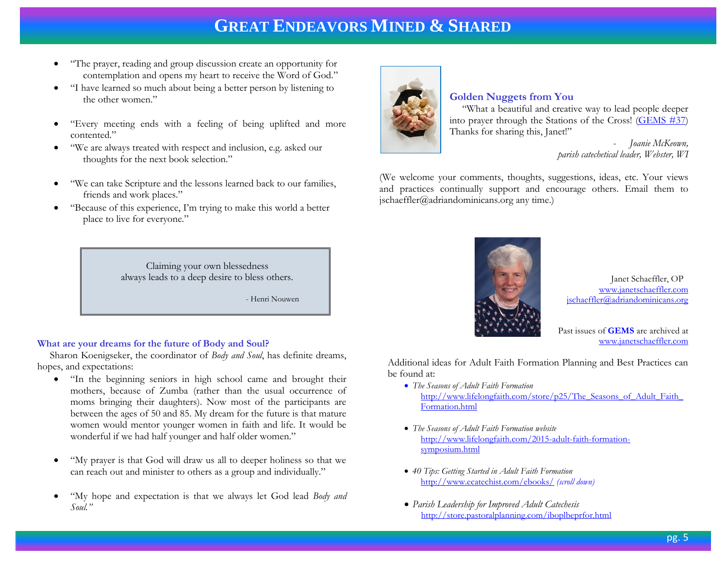- "The prayer, reading and group discussion create an opportunity for contemplation and opens my heart to receive the Word of God."
- "I have learned so much about being a better person by listening to the other women."
- "Every meeting ends with a feeling of being uplifted and more contented."
- "We are always treated with respect and inclusion, e.g. asked our thoughts for the next book selection."
- "We can take Scripture and the lessons learned back to our families, friends and work places."
- "Because of this experience, I'm trying to make this world a better place to live for everyone."

> Claiming your own blessedness
> always leads to a deep desire to bless others.
>
> - Henri Nouwen

### What are your dreams for the future of Body and Soul?

Sharon Koenigseker, the coordinator of *Body and Soul*, has definite dreams, hopes, and expectations:

- "In the beginning seniors in high school came and brought their mothers, because of Zumba (rather than the usual occurrence of moms bringing their daughters). Now most of the participants are between the ages of 50 and 85. My dream for the future is that mature women would mentor younger women in faith and life. It would be wonderful if we had half younger and half older women."
- "My prayer is that God will draw us all to deeper holiness so that we can reach out and minister to others as a group and individually."
- "My hope and expectation is that we always let God lead *Body and Soul."*

### Golden Nuggets from You

"What a beautiful and creative way to lead people deeper into prayer through the Stations of the Cross! (GEMS #37) Thanks for sharing this, Janet!"

- *Joanie McKeown, parish catechetical leader, Webster, WI*

(We welcome your comments, thoughts, suggestions, ideas, etc. Your views and practices continually support and encourage others. Email them to jschaeffler@adriandominicans.org any time.)

Janet Schaeffler, OP
www.janetschaeffler.com
jschaeffler@adriandominicans.org

Past issues of **GEMS** are archived at www.janetschaeffler.com

Additional ideas for Adult Faith Formation Planning and Best Practices can be found at:

- *The Seasons of Adult Faith Formation*
  http://www.lifelongfaith.com/store/p25/The_Seasons_of_Adult_Faith_Formation.html
- *The Seasons of Adult Faith Formation website*
  http://www.lifelongfaith.com/2015-adult-faith-formation-symposium.html
- *40 Tips: Getting Started in Adult Faith Formation*
  http://www.ecatechist.com/ebooks/ *(scroll down)*
- *Parish Leadership for Improved Adult Catechesis*
  http://store.pastoralplanning.com/iboplbeprfor.html